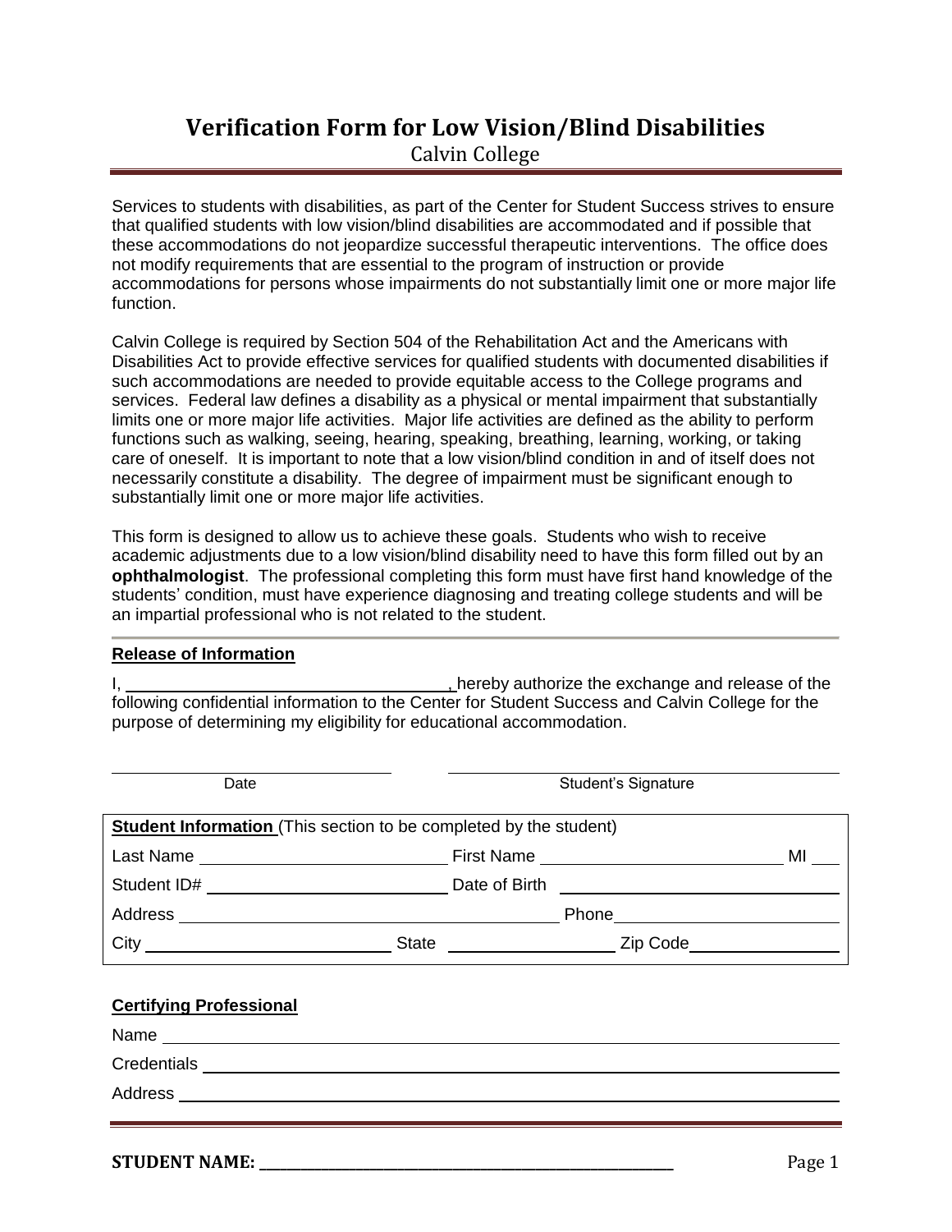# Verification Form for Low Vision/Blind Disabilities

Calvin College

Services to students with disabilities, as part of the Center for Student Success strives to ensure that qualified students with low vision/blind disabilities are accommodated and if possible that these accommodations do not jeopardize successful therapeutic interventions. The office does not modify requirements that are essential to the program of instruction or provide accommodations for persons whose impairments do not substantially limit one or more major life function.

Calvin College is required by Section 504 of the Rehabilitation Act and the Americans with Disabilities Act to provide effective services for qualified students with documented disabilities if such accommodations are needed to provide equitable access to the College programs and services. Federal law defines a disability as a physical or mental impairment that substantially limits one or more major life activities. Major life activities are defined as the ability to perform functions such as walking, seeing, hearing, speaking, breathing, learning, working, or taking care of oneself. It is important to note that a low vision/blind condition in and of itself does not necessarily constitute a disability. The degree of impairment must be significant enough to substantially limit one or more major life activities.

This form is designed to allow us to achieve these goals. Students who wish to receive academic adjustments due to a low vision/blind disability need to have this form filled out by an **ophthalmologist**. The professional completing this form must have first hand knowledge of the students' condition, must have experience diagnosing and treating college students and will be an impartial professional who is not related to the student.

---

**Release of Information**

I, ______________________________, hereby authorize the exchange and release of the following confidential information to the Center for Student Success and Calvin College for the purpose of determining my eligibility for educational accommodation.

______________________________ ______________________________

Date Student's Signature

**Student Information** (This section to be completed by the student)

Last Name ____________________ First Name ____________________ MI ____

Student ID# ____________________ Date of Birth ____________________

Address ______________________________ Phone ____________________

City ____________________ State ______________ Zip Code ______________

**Certifying Professional**

Name ______________________________________________________________

Credentials __________________________________________________________

Address ____________________________________________________________

**STUDENT NAME:** ______________________________________________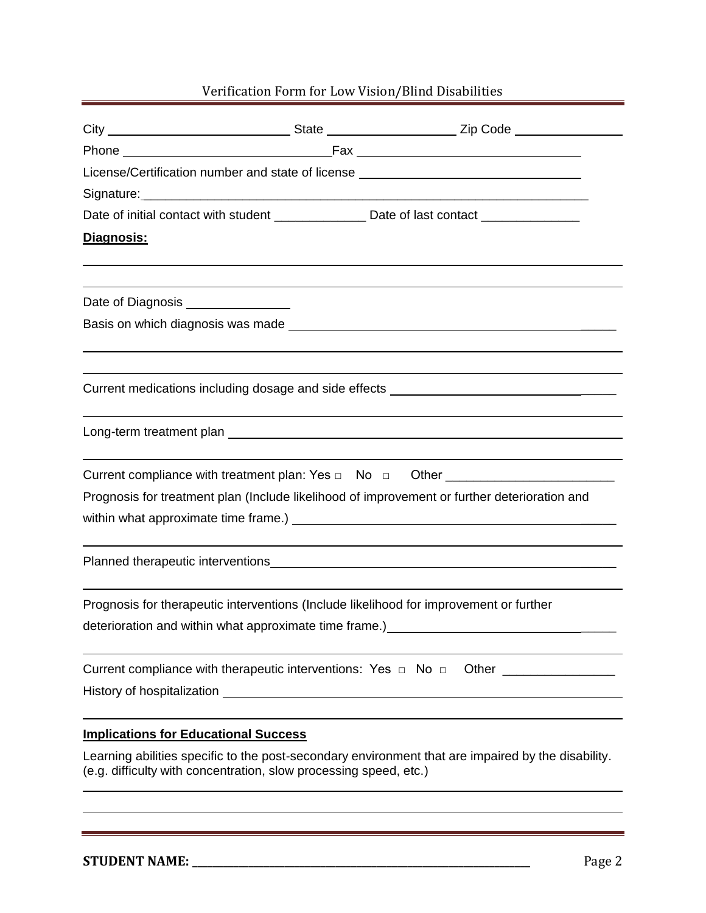City ____________________ State ______________ Zip Code ____________

Phone ______________________ Fax ________________________

License/Certification number and state of license ________________________

Signature: ____________________________________________________

Date of initial contact with student _____________ Date of last contact ______________

**Diagnosis:**

___________________________________________________________________

___________________________________________________________________

Date of Diagnosis ____________

Basis on which diagnosis was made ___________________________________

___________________________________________________________________

___________________________________________________________________

Current medications including dosage and side effects _______________________

___________________________________________________________________

Long-term treatment plan ___________________________________________

___________________________________________________________________

Current compliance with treatment plan: Yes □ No □ Other _______________________

Prognosis for treatment plan (Include likelihood of improvement or further deterioration and within what approximate time frame.) ___________________________________

___________________________________________________________________

Planned therapeutic interventions ____________________________________

___________________________________________________________________

Prognosis for therapeutic interventions (Include likelihood for improvement or further deterioration and within what approximate time frame.) ______________________

___________________________________________________________________

Current compliance with therapeutic interventions: Yes □ No □ Other _______________

History of hospitalization ___________________________________________

___________________________________________________________________

**Implications for Educational Success**

Learning abilities specific to the post-secondary environment that are impaired by the disability. (e.g. difficulty with concentration, slow processing speed, etc.)

___________________________________________________________________

___________________________________________________________________

**STUDENT NAME:** ____________________________________________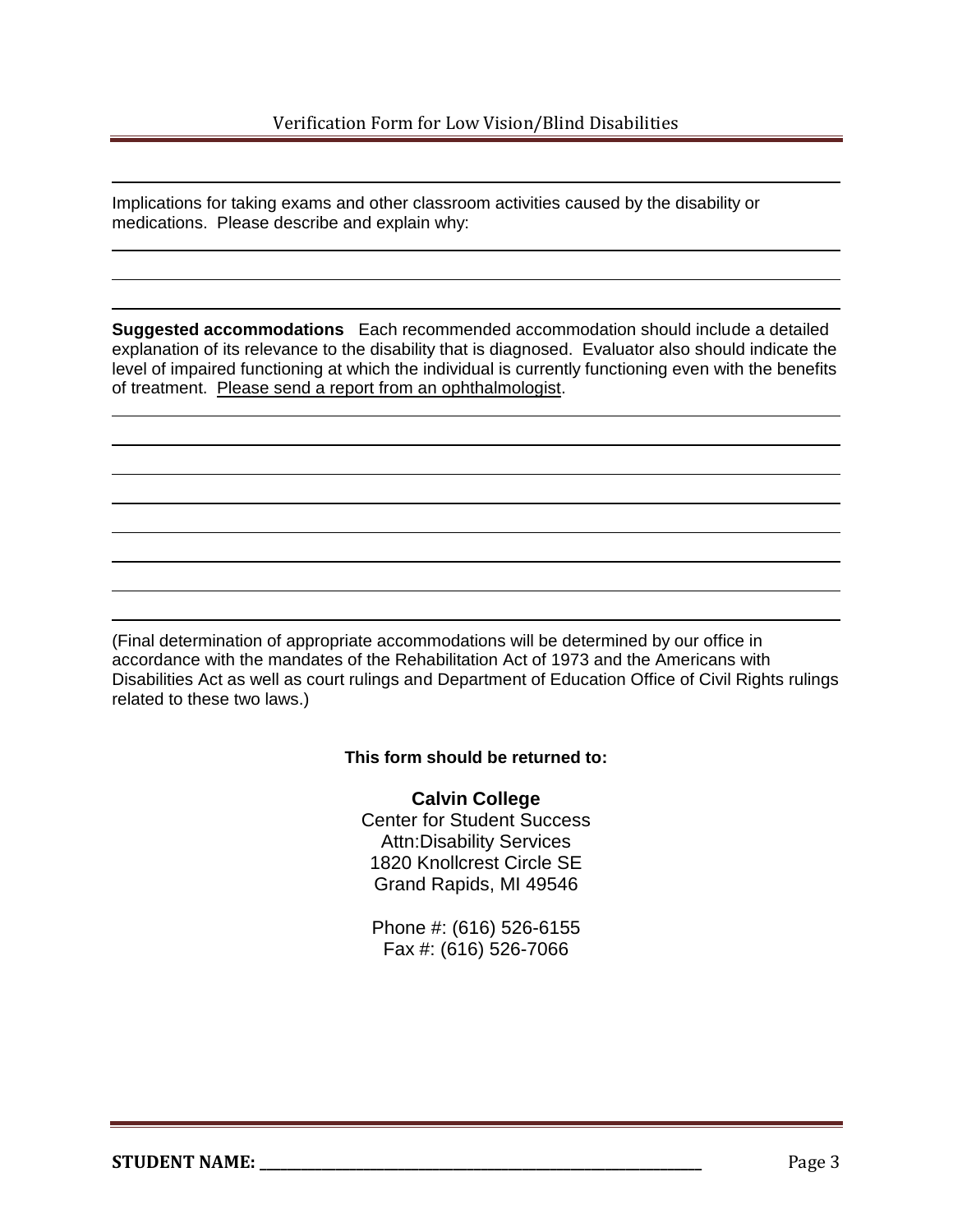Implications for taking exams and other classroom activities caused by the disability or medications. Please describe and explain why:

**Suggested accommodations** Each recommended accommodation should include a detailed explanation of its relevance to the disability that is diagnosed. Evaluator also should indicate the level of impaired functioning at which the individual is currently functioning even with the benefits of treatment. Please send a report from an ophthalmologist.

(Final determination of appropriate accommodations will be determined by our office in accordance with the mandates of the Rehabilitation Act of 1973 and the Americans with Disabilities Act as well as court rulings and Department of Education Office of Civil Rights rulings related to these two laws.)

**This form should be returned to:**

**Calvin College**
Center for Student Success
Attn:Disability Services
1820 Knollcrest Circle SE
Grand Rapids, MI 49546

Phone #: (616) 526-6155
Fax #: (616) 526-7066

**STUDENT NAME:** ______________________________